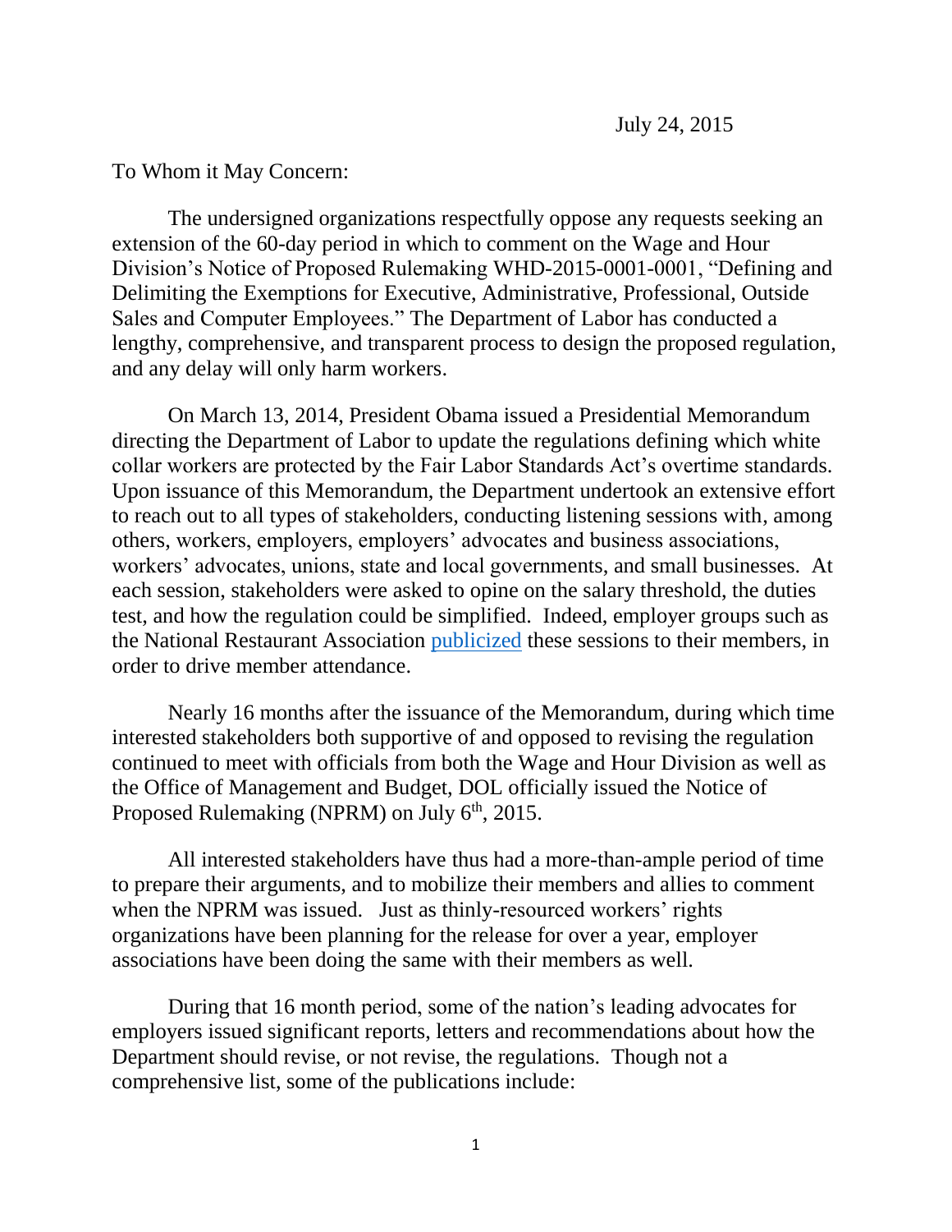July 24, 2015

To Whom it May Concern:

The undersigned organizations respectfully oppose any requests seeking an extension of the 60-day period in which to comment on the Wage and Hour Division's Notice of Proposed Rulemaking WHD-2015-0001-0001, "Defining and Delimiting the Exemptions for Executive, Administrative, Professional, Outside Sales and Computer Employees." The Department of Labor has conducted a lengthy, comprehensive, and transparent process to design the proposed regulation, and any delay will only harm workers.

On March 13, 2014, President Obama issued a Presidential Memorandum directing the Department of Labor to update the regulations defining which white collar workers are protected by the Fair Labor Standards Act's overtime standards. Upon issuance of this Memorandum, the Department undertook an extensive effort to reach out to all types of stakeholders, conducting listening sessions with, among others, workers, employers, employers' advocates and business associations, workers' advocates, unions, state and local governments, and small businesses. At each session, stakeholders were asked to opine on the salary threshold, the duties test, and how the regulation could be simplified. Indeed, employer groups such as the National Restaurant Association publicized these sessions to their members, in order to drive member attendance.

Nearly 16 months after the issuance of the Memorandum, during which time interested stakeholders both supportive of and opposed to revising the regulation continued to meet with officials from both the Wage and Hour Division as well as the Office of Management and Budget, DOL officially issued the Notice of Proposed Rulemaking (NPRM) on July 6th, 2015.

All interested stakeholders have thus had a more-than-ample period of time to prepare their arguments, and to mobilize their members and allies to comment when the NPRM was issued. Just as thinly-resourced workers' rights organizations have been planning for the release for over a year, employer associations have been doing the same with their members as well.

During that 16 month period, some of the nation's leading advocates for employers issued significant reports, letters and recommendations about how the Department should revise, or not revise, the regulations. Though not a comprehensive list, some of the publications include: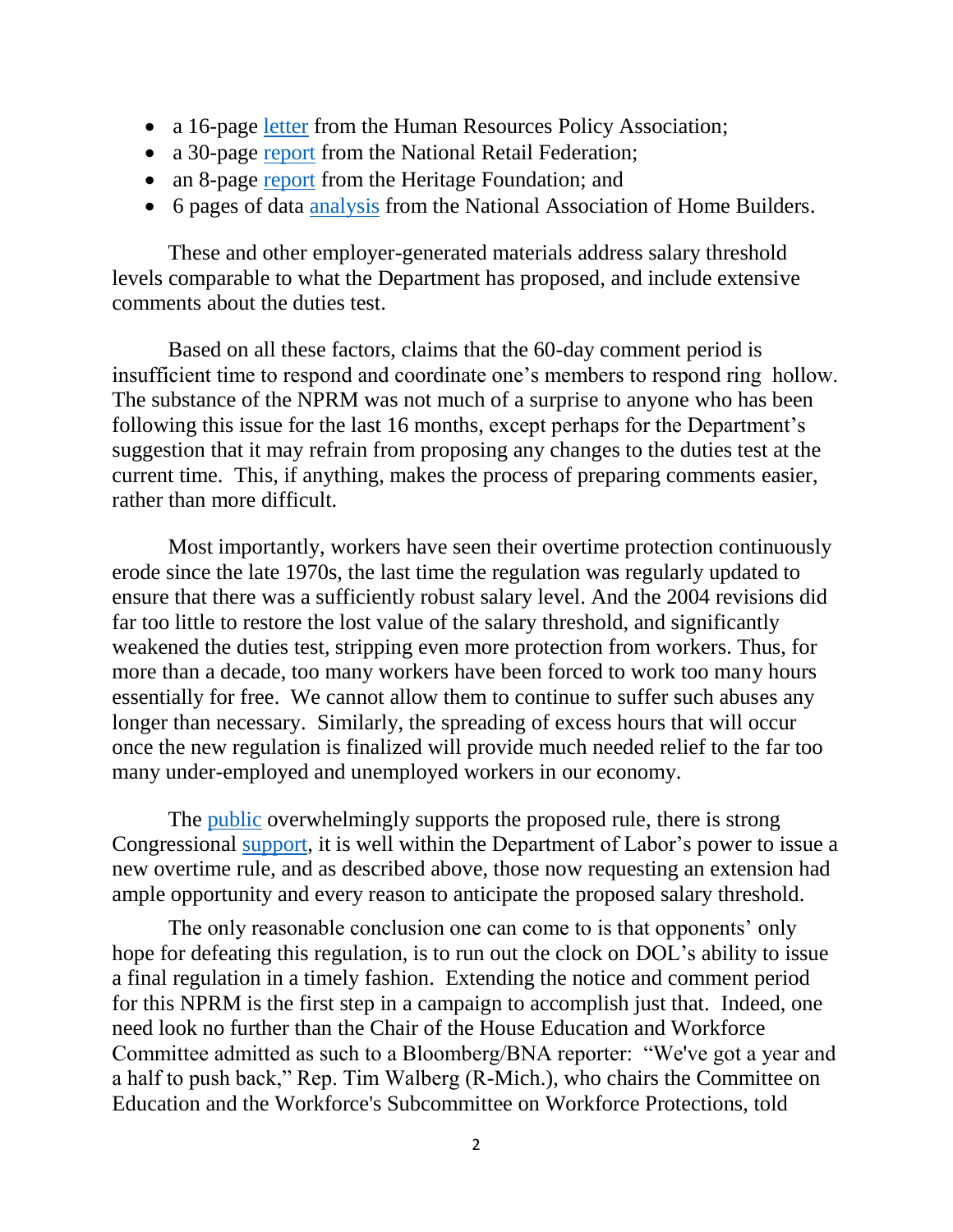- a 16-page letter from the Human Resources Policy Association;
- a 30-page report from the National Retail Federation;
- an 8-page report from the Heritage Foundation; and
- 6 pages of data analysis from the National Association of Home Builders.

These and other employer-generated materials address salary threshold levels comparable to what the Department has proposed, and include extensive comments about the duties test.

Based on all these factors, claims that the 60-day comment period is insufficient time to respond and coordinate one's members to respond ring hollow. The substance of the NPRM was not much of a surprise to anyone who has been following this issue for the last 16 months, except perhaps for the Department's suggestion that it may refrain from proposing any changes to the duties test at the current time. This, if anything, makes the process of preparing comments easier, rather than more difficult.

Most importantly, workers have seen their overtime protection continuously erode since the late 1970s, the last time the regulation was regularly updated to ensure that there was a sufficiently robust salary level. And the 2004 revisions did far too little to restore the lost value of the salary threshold, and significantly weakened the duties test, stripping even more protection from workers. Thus, for more than a decade, too many workers have been forced to work too many hours essentially for free. We cannot allow them to continue to suffer such abuses any longer than necessary. Similarly, the spreading of excess hours that will occur once the new regulation is finalized will provide much needed relief to the far too many under-employed and unemployed workers in our economy.

The public overwhelmingly supports the proposed rule, there is strong Congressional support, it is well within the Department of Labor's power to issue a new overtime rule, and as described above, those now requesting an extension had ample opportunity and every reason to anticipate the proposed salary threshold.

The only reasonable conclusion one can come to is that opponents' only hope for defeating this regulation, is to run out the clock on DOL's ability to issue a final regulation in a timely fashion. Extending the notice and comment period for this NPRM is the first step in a campaign to accomplish just that. Indeed, one need look no further than the Chair of the House Education and Workforce Committee admitted as such to a Bloomberg/BNA reporter: "We've got a year and a half to push back," Rep. Tim Walberg (R-Mich.), who chairs the Committee on Education and the Workforce's Subcommittee on Workforce Protections, told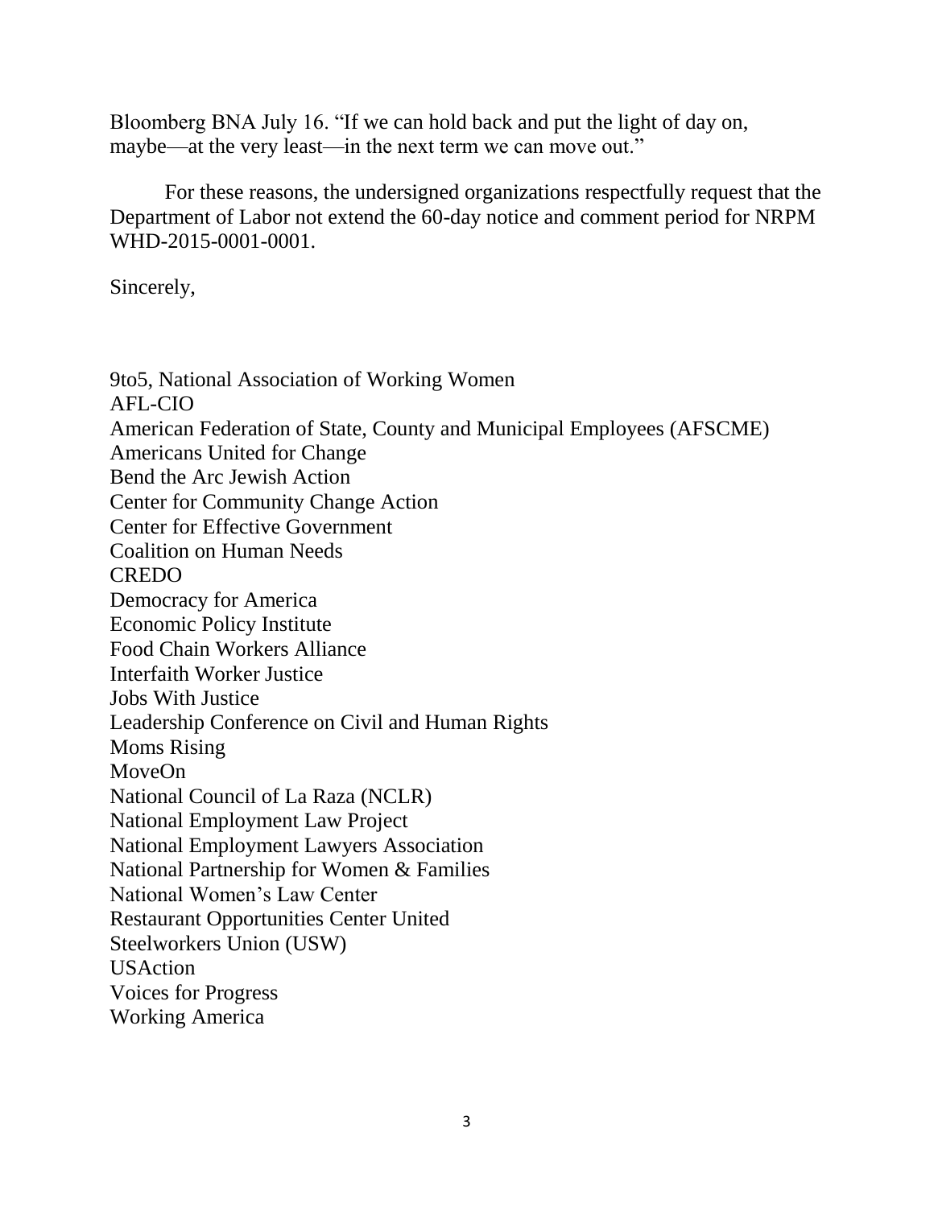Bloomberg BNA July 16. "If we can hold back and put the light of day on, maybe—at the very least—in the next term we can move out."

For these reasons, the undersigned organizations respectfully request that the Department of Labor not extend the 60-day notice and comment period for NRPM WHD-2015-0001-0001.

Sincerely,

9to5, National Association of Working Women
AFL-CIO
American Federation of State, County and Municipal Employees (AFSCME)
Americans United for Change
Bend the Arc Jewish Action
Center for Community Change Action
Center for Effective Government
Coalition on Human Needs
CREDO
Democracy for America
Economic Policy Institute
Food Chain Workers Alliance
Interfaith Worker Justice
Jobs With Justice
Leadership Conference on Civil and Human Rights
Moms Rising
MoveOn
National Council of La Raza (NCLR)
National Employment Law Project
National Employment Lawyers Association
National Partnership for Women & Families
National Women's Law Center
Restaurant Opportunities Center United
Steelworkers Union (USW)
USAction
Voices for Progress
Working America